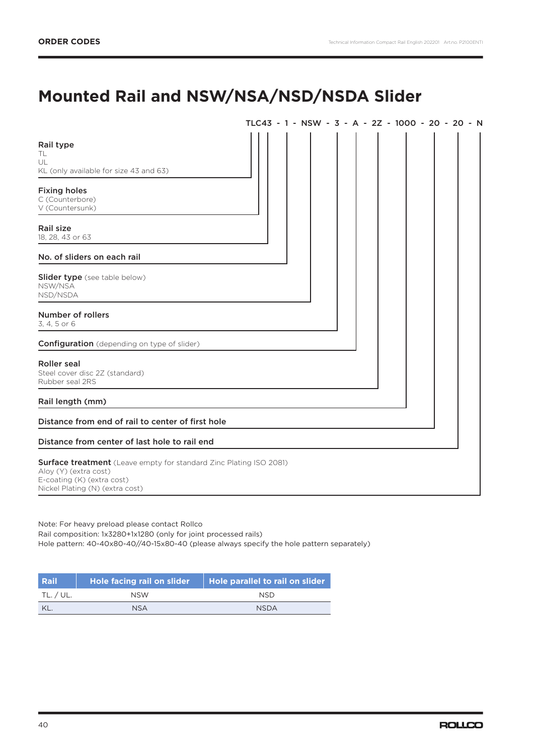ORDER CODES

# Mounted Rail and NSW/NSA/NSD/NSDA Slider

**TLC43 - 1 - NSW - 3 - A - 2Z - 1000 - 20 - 20 - N**

**Rail type**
TL
UL
KL (only available for size 43 and 63)

**Fixing holes**
C (Counterbore)
V (Countersunk)

**Rail size**
18, 28, 43 or 63

**No. of sliders on each rail**

**Slider type** (see table below)
NSW/NSA
NSD/NSDA

**Number of rollers**
3, 4, 5 or 6

**Configuration** (depending on type of slider)

**Roller seal**
Steel cover disc 2Z (standard)
Rubber seal 2RS

**Rail length (mm)**

**Distance from end of rail to center of first hole**

**Distance from center of last hole to rail end**

**Surface treatment** (Leave empty for standard Zinc Plating ISO 2081)
Aloy (Y) (extra cost)
E-coating (K) (extra cost)
Nickel Plating (N) (extra cost)

Note: For heavy preload please contact Rollco
Rail composition: 1x3280+1x1280 (only for joint processed rails)
Hole pattern: 40-40x80-40//40-15x80-40 (please always specify the hole pattern separately)

| Rail | Hole facing rail on slider | Hole parallel to rail on slider |
|---|---|---|
| TL. / UL. | NSW | NSD |
| KL. | NSA | NSDA |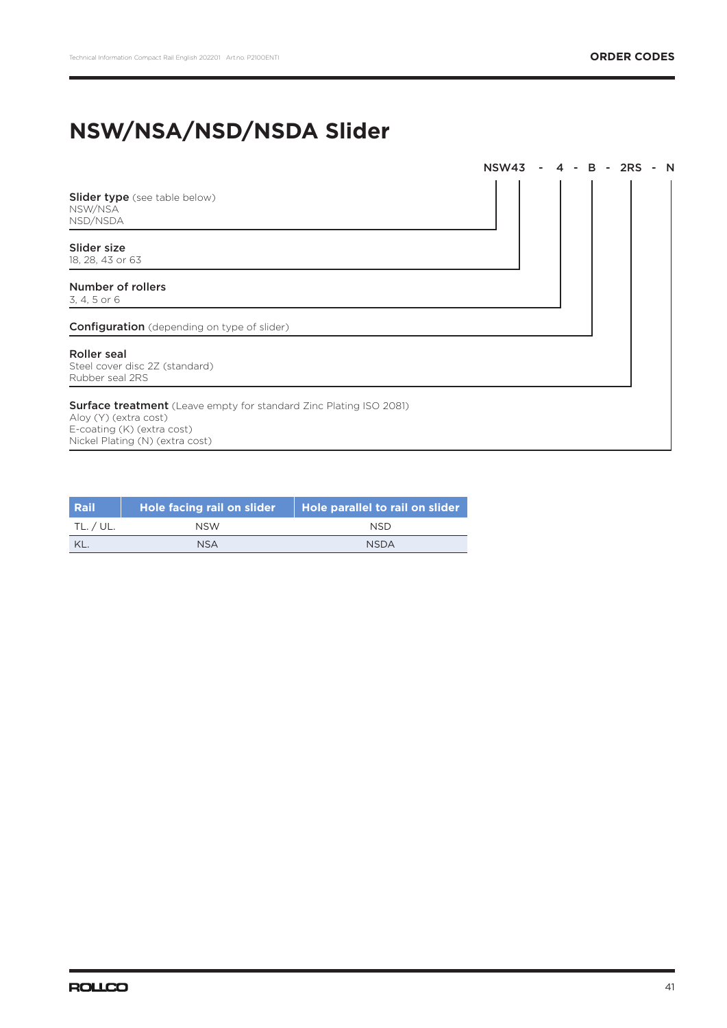# NSW/NSA/NSD/NSDA Slider

**NSW43 - 4 - B - 2RS - N**

**Slider type** (see table below)
NSW/NSA
NSD/NSDA

**Slider size**
18, 28, 43 or 63

**Number of rollers**
3, 4, 5 or 6

**Configuration** (depending on type of slider)

**Roller seal**
Steel cover disc 2Z (standard)
Rubber seal 2RS

**Surface treatment** (Leave empty for standard Zinc Plating ISO 2081)
Aloy (Y) (extra cost)
E-coating (K) (extra cost)
Nickel Plating (N) (extra cost)

| Rail | Hole facing rail on slider | Hole parallel to rail on slider |
|---|---|---|
| TL. / UL. | NSW | NSD |
| KL. | NSA | NSDA |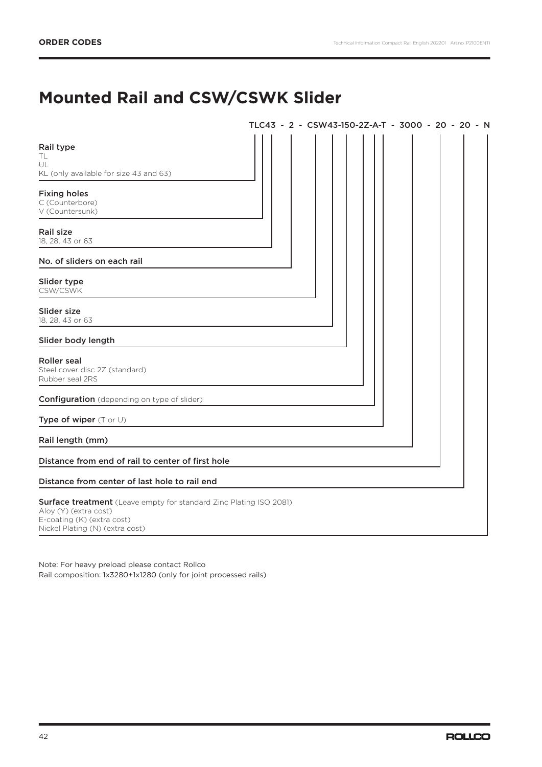# Mounted Rail and CSW/CSWK Slider

**TLC43 - 2 - CSW43-150-2Z-A-T - 3000 - 20 - 20 - N**

**Rail type**
TL
UL
KL (only available for size 43 and 63)

**Fixing holes**
C (Counterbore)
V (Countersunk)

**Rail size**
18, 28, 43 or 63

**No. of sliders on each rail**

**Slider type**
CSW/CSWK

**Slider size**
18, 28, 43 or 63

**Slider body length**

**Roller seal**
Steel cover disc 2Z (standard)
Rubber seal 2RS

**Configuration** (depending on type of slider)

**Type of wiper** (T or U)

**Rail length (mm)**

**Distance from end of rail to center of first hole**

**Distance from center of last hole to rail end**

**Surface treatment** (Leave empty for standard Zinc Plating ISO 2081)
Aloy (Y) (extra cost)
E-coating (K) (extra cost)
Nickel Plating (N) (extra cost)

Note: For heavy preload please contact Rollco
Rail composition: 1x3280+1x1280 (only for joint processed rails)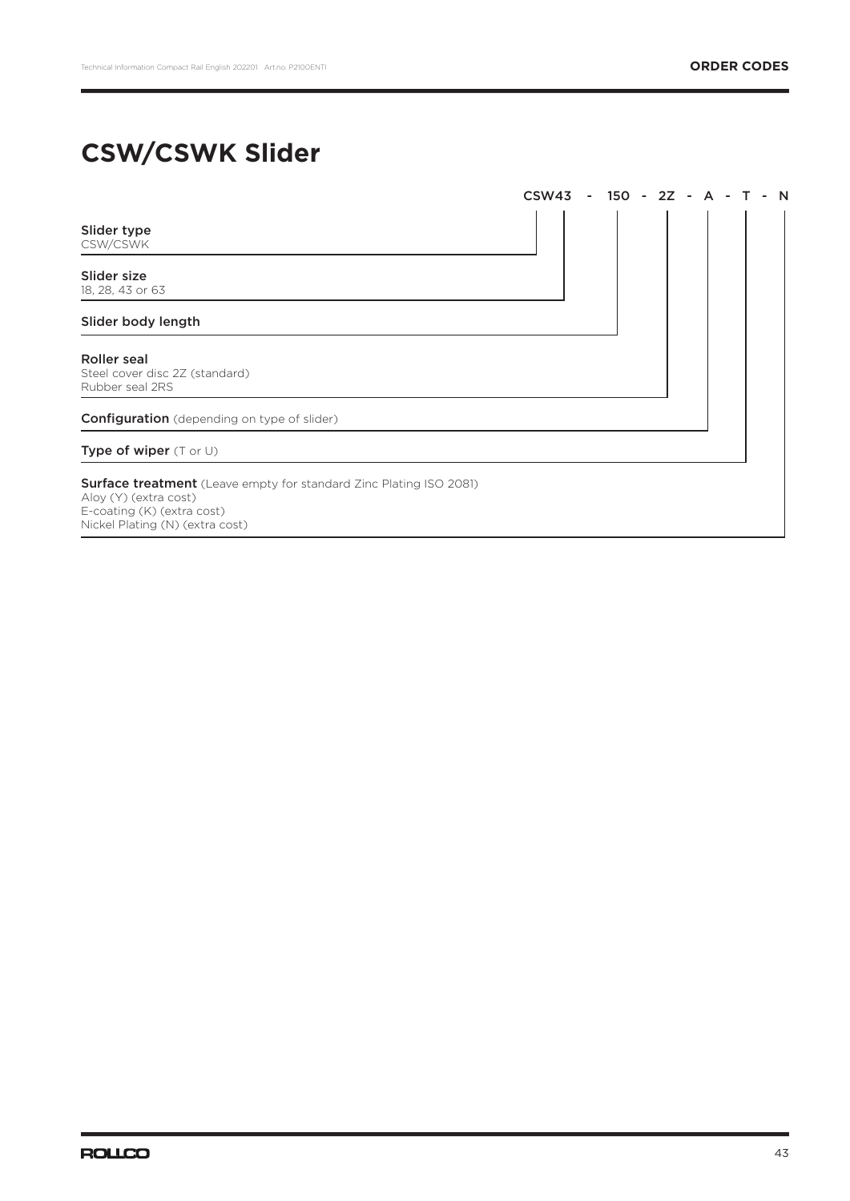# CSW/CSWK Slider

**CSW43 - 150 - 2Z - A - T - N**

**Slider type**
CSW/CSWK

**Slider size**
18, 28, 43 or 63

**Slider body length**

**Roller seal**
Steel cover disc 2Z (standard)
Rubber seal 2RS

**Configuration** (depending on type of slider)

**Type of wiper** (T or U)

**Surface treatment** (Leave empty for standard Zinc Plating ISO 2081)
Aloy (Y) (extra cost)
E-coating (K) (extra cost)
Nickel Plating (N) (extra cost)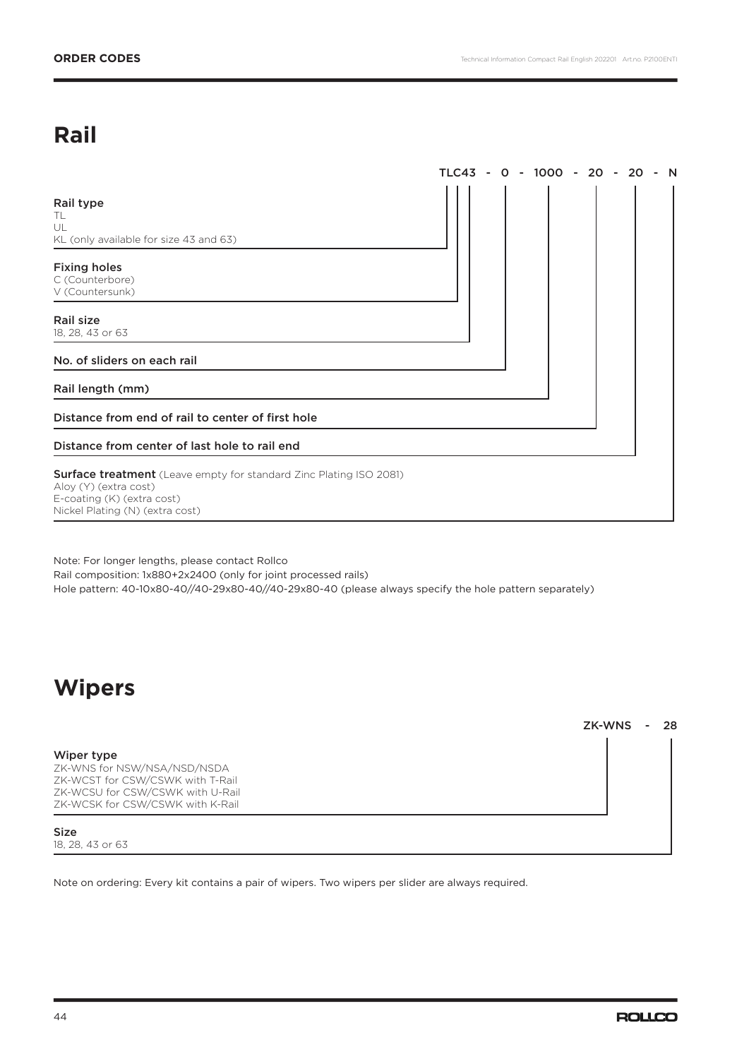## Rail

TLC43 - 0 - 1000 - 20 - 20 - N

**Rail type**
TL
UL
KL (only available for size 43 and 63)

**Fixing holes**
C (Counterbore)
V (Countersunk)

**Rail size**
18, 28, 43 or 63

**No. of sliders on each rail**

**Rail length (mm)**

**Distance from end of rail to center of first hole**

**Distance from center of last hole to rail end**

**Surface treatment** (Leave empty for standard Zinc Plating ISO 2081)
Aloy (Y) (extra cost)
E-coating (K) (extra cost)
Nickel Plating (N) (extra cost)

Note: For longer lengths, please contact Rollco
Rail composition: 1x880+2x2400 (only for joint processed rails)
Hole pattern: 40-10x80-40//40-29x80-40//40-29x80-40 (please always specify the hole pattern separately)

## Wipers

ZK-WNS - 28

**Wiper type**
ZK-WNS for NSW/NSA/NSD/NSDA
ZK-WCST for CSW/CSWK with T-Rail
ZK-WCSU for CSW/CSWK with U-Rail
ZK-WCSK for CSW/CSWK with K-Rail

**Size**
18, 28, 43 or 63

Note on ordering: Every kit contains a pair of wipers. Two wipers per slider are always required.